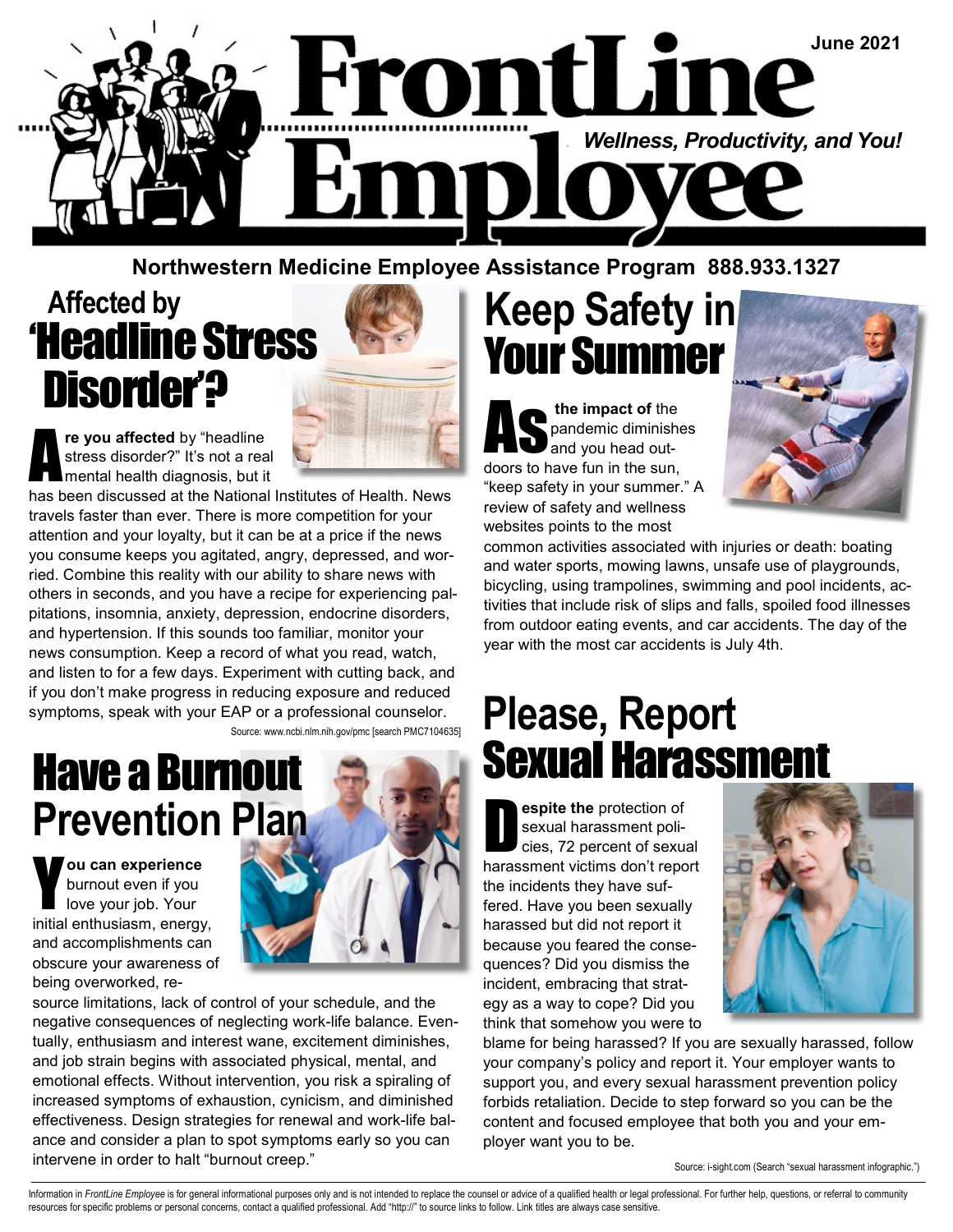# FrontLine Employee

June 2021

*Wellness, Productivity, and You!*

**Northwestern Medicine Employee Assistance Program 888.933.1327**

## Affected by 'Headline Stress Disorder'?

**Are you affected** by "headline stress disorder?" It's not a real mental health diagnosis, but it has been discussed at the National Institutes of Health. News travels faster than ever. There is more competition for your attention and your loyalty, but it can be at a price if the news you consume keeps you agitated, angry, depressed, and worried. Combine this reality with our ability to share news with others in seconds, and you have a recipe for experiencing palpitations, insomnia, anxiety, depression, endocrine disorders, and hypertension. If this sounds too familiar, monitor your news consumption. Keep a record of what you read, watch, and listen to for a few days. Experiment with cutting back, and if you don't make progress in reducing exposure and reduced symptoms, speak with your EAP or a professional counselor.

Source: www.ncbi.nlm.nih.gov/pmc [search PMC7104635]

## Have a Burnout Prevention Plan

**You can experience** burnout even if you love your job. Your initial enthusiasm, energy, and accomplishments can obscure your awareness of being overworked, resource limitations, lack of control of your schedule, and the negative consequences of neglecting work-life balance. Eventually, enthusiasm and interest wane, excitement diminishes, and job strain begins with associated physical, mental, and emotional effects. Without intervention, you risk a spiraling of increased symptoms of exhaustion, cynicism, and diminished effectiveness. Design strategies for renewal and work-life balance and consider a plan to spot symptoms early so you can intervene in order to halt "burnout creep."

## Keep Safety in Your Summer

**As the impact of** the pandemic diminishes and you head outdoors to have fun in the sun, "keep safety in your summer." A review of safety and wellness websites points to the most common activities associated with injuries or death: boating and water sports, mowing lawns, unsafe use of playgrounds, bicycling, using trampolines, swimming and pool incidents, activities that include risk of slips and falls, spoiled food illnesses from outdoor eating events, and car accidents. The day of the year with the most car accidents is July 4th.

## Please, Report Sexual Harassment

**Despite the** protection of sexual harassment policies, 72 percent of sexual harassment victims don't report the incidents they have suffered. Have you been sexually harassed but did not report it because you feared the consequences? Did you dismiss the incident, embracing that strategy as a way to cope? Did you think that somehow you were to blame for being harassed? If you are sexually harassed, follow your company's policy and report it. Your employer wants to support you, and every sexual harassment prevention policy forbids retaliation. Decide to step forward so you can be the content and focused employee that both you and your employer want you to be.

Source: i-sight.com (Search "sexual harassment infographic.")

Information in *FrontLine Employee* is for general informational purposes only and is not intended to replace the counsel or advice of a qualified health or legal professional. For further help, questions, or referral to community resources for specific problems or personal concerns, contact a qualified professional. Add "http://" to source links to follow. Link titles are always case sensitive.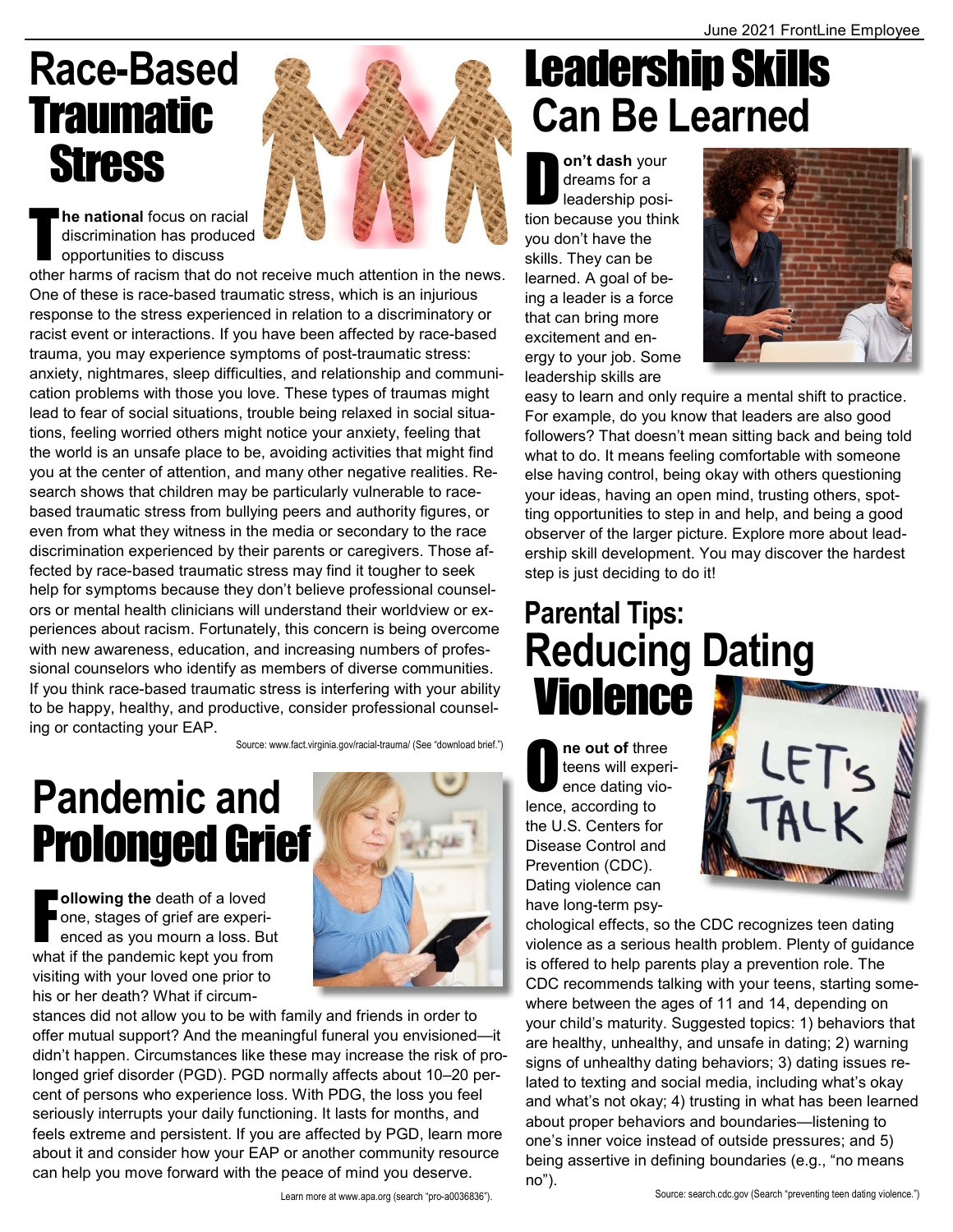# Race-Based Traumatic Stress

**The national** focus on racial discrimination has produced opportunities to discuss other harms of racism that do not receive much attention in the news. One of these is race-based traumatic stress, which is an injurious response to the stress experienced in relation to a discriminatory or racist event or interactions. If you have been affected by race-based trauma, you may experience symptoms of post-traumatic stress: anxiety, nightmares, sleep difficulties, and relationship and communication problems with those you love. These types of traumas might lead to fear of social situations, trouble being relaxed in social situations, feeling worried others might notice your anxiety, feeling that the world is an unsafe place to be, avoiding activities that might find you at the center of attention, and many other negative realities. Research shows that children may be particularly vulnerable to race-based traumatic stress from bullying peers and authority figures, or even from what they witness in the media or secondary to the race discrimination experienced by their parents or caregivers. Those affected by race-based traumatic stress may find it tougher to seek help for symptoms because they don't believe professional counselors or mental health clinicians will understand their worldview or experiences about racism. Fortunately, this concern is being overcome with new awareness, education, and increasing numbers of professional counselors who identify as members of diverse communities. If you think race-based traumatic stress is interfering with your ability to be happy, healthy, and productive, consider professional counseling or contacting your EAP.

Source: www.fact.virginia.gov/racial-trauma/ (See "download brief.")

# Pandemic and Prolonged Grief

**Following the** death of a loved one, stages of grief are experienced as you mourn a loss. But what if the pandemic kept you from visiting with your loved one prior to his or her death? What if circumstances did not allow you to be with family and friends in order to offer mutual support? And the meaningful funeral you envisioned—it didn't happen. Circumstances like these may increase the risk of prolonged grief disorder (PGD). PGD normally affects about 10–20 percent of persons who experience loss. With PDG, the loss you feel seriously interrupts your daily functioning. It lasts for months, and feels extreme and persistent. If you are affected by PGD, learn more about it and consider how your EAP or another community resource can help you move forward with the peace of mind you deserve.

Learn more at www.apa.org (search "pro-a0036836").

# Leadership Skills Can Be Learned

**Don't dash** your dreams for a leadership position because you think you don't have the skills. They can be learned. A goal of being a leader is a force that can bring more excitement and energy to your job. Some leadership skills are easy to learn and only require a mental shift to practice. For example, do you know that leaders are also good followers? That doesn't mean sitting back and being told what to do. It means feeling comfortable with someone else having control, being okay with others questioning your ideas, having an open mind, trusting others, spotting opportunities to step in and help, and being a good observer of the larger picture. Explore more about leadership skill development. You may discover the hardest step is just deciding to do it!

# Parental Tips: Reducing Dating Violence

**One out of** three teens will experience dating violence, according to the U.S. Centers for Disease Control and Prevention (CDC). Dating violence can have long-term psychological effects, so the CDC recognizes teen dating violence as a serious health problem. Plenty of guidance is offered to help parents play a prevention role. The CDC recommends talking with your teens, starting somewhere between the ages of 11 and 14, depending on your child's maturity. Suggested topics: 1) behaviors that are healthy, unhealthy, and unsafe in dating; 2) warning signs of unhealthy dating behaviors; 3) dating issues related to texting and social media, including what's okay and what's not okay; 4) trusting in what has been learned about proper behaviors and boundaries—listening to one's inner voice instead of outside pressures; and 5) being assertive in defining boundaries (e.g., "no means no").

Source: search.cdc.gov (Search "preventing teen dating violence.")